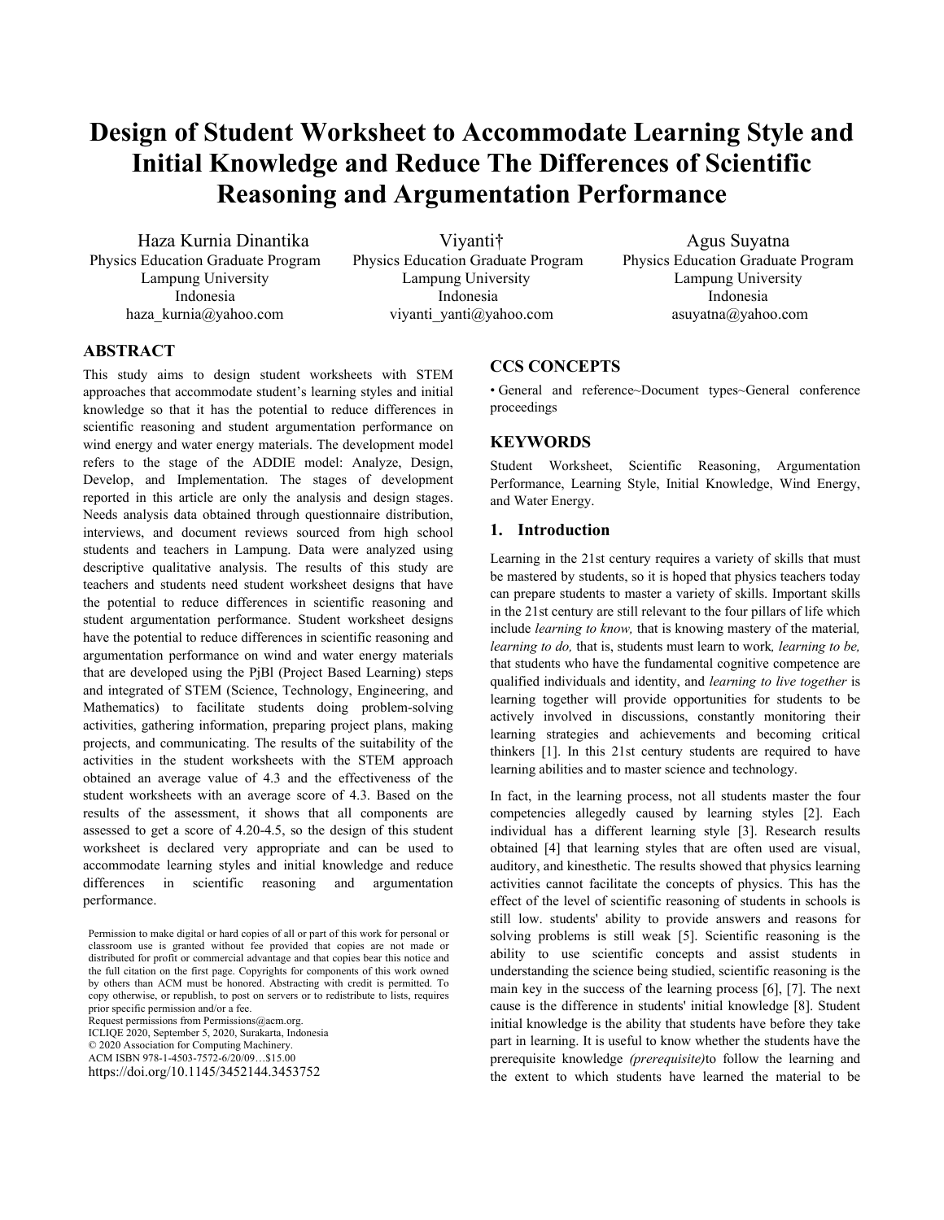# Design of Student Worksheet to Accommodate Learning Style and Initial Knowledge and Reduce The Differences of Scientific Reasoning and Argumentation Performance

Haza Kurnia Dinantika
Physics Education Graduate Program
Lampung University
Indonesia
haza_kurnia@yahoo.com

Viyanti†
Physics Education Graduate Program
Lampung University
Indonesia
viyanti_yanti@yahoo.com

Agus Suyatna
Physics Education Graduate Program
Lampung University
Indonesia
asuyatna@yahoo.com

## ABSTRACT

This study aims to design student worksheets with STEM approaches that accommodate student's learning styles and initial knowledge so that it has the potential to reduce differences in scientific reasoning and student argumentation performance on wind energy and water energy materials. The development model refers to the stage of the ADDIE model: Analyze, Design, Develop, and Implementation. The stages of development reported in this article are only the analysis and design stages. Needs analysis data obtained through questionnaire distribution, interviews, and document reviews sourced from high school students and teachers in Lampung. Data were analyzed using descriptive qualitative analysis. The results of this study are teachers and students need student worksheet designs that have the potential to reduce differences in scientific reasoning and student argumentation performance. Student worksheet designs have the potential to reduce differences in scientific reasoning and argumentation performance on wind and water energy materials that are developed using the PjBl (Project Based Learning) steps and integrated of STEM (Science, Technology, Engineering, and Mathematics) to facilitate students doing problem-solving activities, gathering information, preparing project plans, making projects, and communicating. The results of the suitability of the activities in the student worksheets with the STEM approach obtained an average value of 4.3 and the effectiveness of the student worksheets with an average score of 4.3. Based on the results of the assessment, it shows that all components are assessed to get a score of 4.20-4.5, so the design of this student worksheet is declared very appropriate and can be used to accommodate learning styles and initial knowledge and reduce differences in scientific reasoning and argumentation performance.

Permission to make digital or hard copies of all or part of this work for personal or classroom use is granted without fee provided that copies are not made or distributed for profit or commercial advantage and that copies bear this notice and the full citation on the first page. Copyrights for components of this work owned by others than ACM must be honored. Abstracting with credit is permitted. To copy otherwise, or republish, to post on servers or to redistribute to lists, requires prior specific permission and/or a fee.
Request permissions from Permissions@acm.org.
ICLIQE 2020, September 5, 2020, Surakarta, Indonesia
© 2020 Association for Computing Machinery.
ACM ISBN 978-1-4503-7572-6/20/09…$15.00
https://doi.org/10.1145/3452144.3453752

## CCS CONCEPTS

• General and reference~Document types~General conference proceedings

## KEYWORDS

Student Worksheet, Scientific Reasoning, Argumentation Performance, Learning Style, Initial Knowledge, Wind Energy, and Water Energy.

## 1. Introduction

Learning in the 21st century requires a variety of skills that must be mastered by students, so it is hoped that physics teachers today can prepare students to master a variety of skills. Important skills in the 21st century are still relevant to the four pillars of life which include *learning to know,* that is knowing mastery of the material*, learning to do,* that is, students must learn to work*, learning to be,* that students who have the fundamental cognitive competence are qualified individuals and identity, and *learning to live together* is learning together will provide opportunities for students to be actively involved in discussions, constantly monitoring their learning strategies and achievements and becoming critical thinkers [1]. In this 21st century students are required to have learning abilities and to master science and technology.

In fact, in the learning process, not all students master the four competencies allegedly caused by learning styles [2]. Each individual has a different learning style [3]. Research results obtained [4] that learning styles that are often used are visual, auditory, and kinesthetic. The results showed that physics learning activities cannot facilitate the concepts of physics. This has the effect of the level of scientific reasoning of students in schools is still low. students' ability to provide answers and reasons for solving problems is still weak [5]. Scientific reasoning is the ability to use scientific concepts and assist students in understanding the science being studied, scientific reasoning is the main key in the success of the learning process [6], [7]. The next cause is the difference in students' initial knowledge [8]. Student initial knowledge is the ability that students have before they take part in learning. It is useful to know whether the students have the prerequisite knowledge *(prerequisite)*to follow the learning and the extent to which students have learned the material to be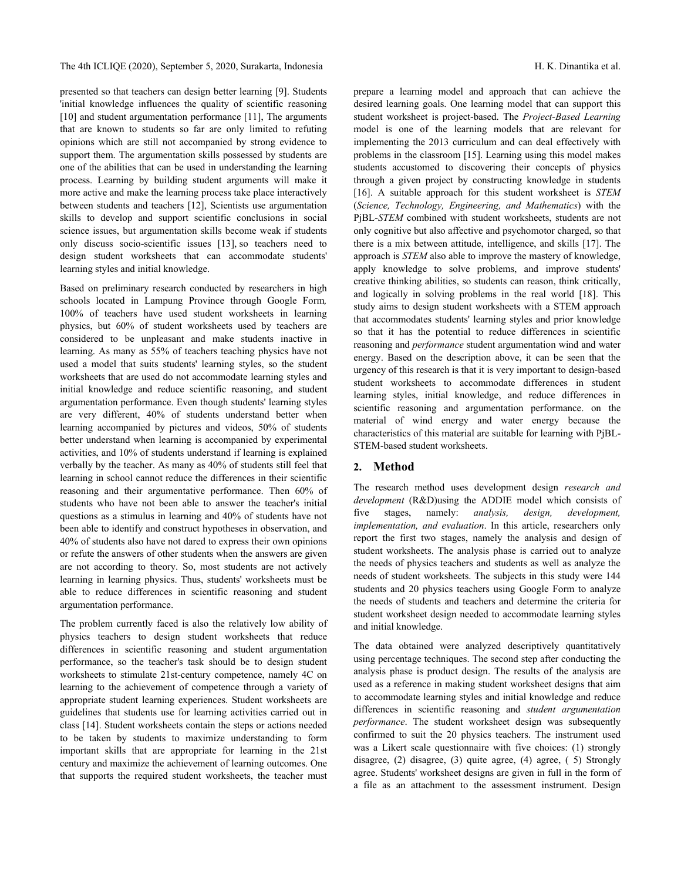presented so that teachers can design better learning [9]. Students 'initial knowledge influences the quality of scientific reasoning [10] and student argumentation performance [11], The arguments that are known to students so far are only limited to refuting opinions which are still not accompanied by strong evidence to support them. The argumentation skills possessed by students are one of the abilities that can be used in understanding the learning process. Learning by building student arguments will make it more active and make the learning process take place interactively between students and teachers [12], Scientists use argumentation skills to develop and support scientific conclusions in social science issues, but argumentation skills become weak if students only discuss socio-scientific issues [13], so teachers need to design student worksheets that can accommodate students' learning styles and initial knowledge.

Based on preliminary research conducted by researchers in high schools located in Lampung Province through Google Form*,* 100% of teachers have used student worksheets in learning physics, but 60% of student worksheets used by teachers are considered to be unpleasant and make students inactive in learning. As many as 55% of teachers teaching physics have not used a model that suits students' learning styles, so the student worksheets that are used do not accommodate learning styles and initial knowledge and reduce scientific reasoning, and student argumentation performance. Even though students' learning styles are very different, 40% of students understand better when learning accompanied by pictures and videos, 50% of students better understand when learning is accompanied by experimental activities, and 10% of students understand if learning is explained verbally by the teacher. As many as 40% of students still feel that learning in school cannot reduce the differences in their scientific reasoning and their argumentative performance. Then 60% of students who have not been able to answer the teacher's initial questions as a stimulus in learning and 40% of students have not been able to identify and construct hypotheses in observation, and 40% of students also have not dared to express their own opinions or refute the answers of other students when the answers are given are not according to theory. So, most students are not actively learning in learning physics. Thus, students' worksheets must be able to reduce differences in scientific reasoning and student argumentation performance.

The problem currently faced is also the relatively low ability of physics teachers to design student worksheets that reduce differences in scientific reasoning and student argumentation performance, so the teacher's task should be to design student worksheets to stimulate 21st-century competence, namely 4C on learning to the achievement of competence through a variety of appropriate student learning experiences. Student worksheets are guidelines that students use for learning activities carried out in class [14]. Student worksheets contain the steps or actions needed to be taken by students to maximize understanding to form important skills that are appropriate for learning in the 21st century and maximize the achievement of learning outcomes. One that supports the required student worksheets, the teacher must prepare a learning model and approach that can achieve the desired learning goals. One learning model that can support this student worksheet is project-based. The *Project-Based Learning* model is one of the learning models that are relevant for implementing the 2013 curriculum and can deal effectively with problems in the classroom [15]. Learning using this model makes students accustomed to discovering their concepts of physics through a given project by constructing knowledge in students [16]. A suitable approach for this student worksheet is *STEM* (*Science, Technology, Engineering, and Mathematics*) with the PjBL-*STEM* combined with student worksheets, students are not only cognitive but also affective and psychomotor charged, so that there is a mix between attitude, intelligence, and skills [17]. The approach is *STEM* also able to improve the mastery of knowledge, apply knowledge to solve problems, and improve students' creative thinking abilities, so students can reason, think critically, and logically in solving problems in the real world [18]. This study aims to design student worksheets with a STEM approach that accommodates students' learning styles and prior knowledge so that it has the potential to reduce differences in scientific reasoning and *performance* student argumentation wind and water energy. Based on the description above, it can be seen that the urgency of this research is that it is very important to design-based student worksheets to accommodate differences in student learning styles, initial knowledge, and reduce differences in scientific reasoning and argumentation performance. on the material of wind energy and water energy because the characteristics of this material are suitable for learning with PjBL-STEM-based student worksheets.

## 2. Method

The research method uses development design *research and development* (R&D)using the ADDIE model which consists of five stages, namely: *analysis, design, development, implementation, and evaluation*. In this article, researchers only report the first two stages, namely the analysis and design of student worksheets. The analysis phase is carried out to analyze the needs of physics teachers and students as well as analyze the needs of student worksheets. The subjects in this study were 144 students and 20 physics teachers using Google Form to analyze the needs of students and teachers and determine the criteria for student worksheet design needed to accommodate learning styles and initial knowledge.

The data obtained were analyzed descriptively quantitatively using percentage techniques. The second step after conducting the analysis phase is product design. The results of the analysis are used as a reference in making student worksheet designs that aim to accommodate learning styles and initial knowledge and reduce differences in scientific reasoning and *student argumentation performance*. The student worksheet design was subsequently confirmed to suit the 20 physics teachers. The instrument used was a Likert scale questionnaire with five choices: (1) strongly disagree, (2) disagree, (3) quite agree, (4) agree, ( 5) Strongly agree. Students' worksheet designs are given in full in the form of a file as an attachment to the assessment instrument. Design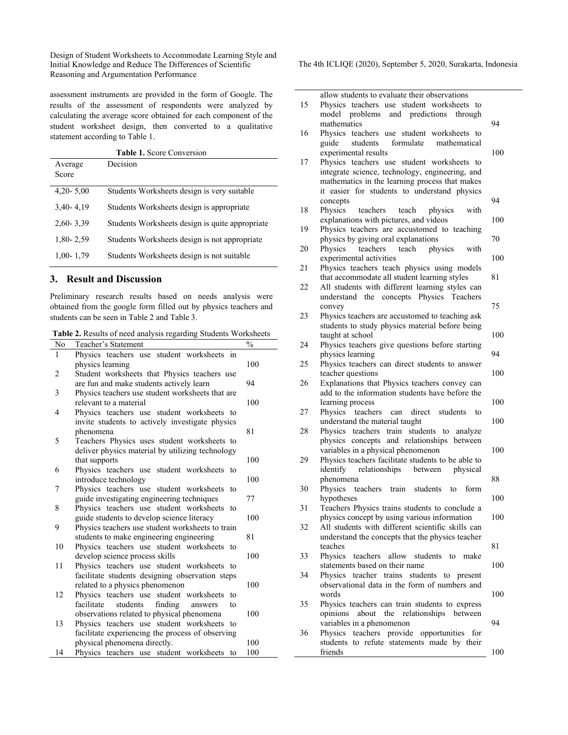assessment instruments are provided in the form of Google. The results of the assessment of respondents were analyzed by calculating the average score obtained for each component of the student worksheet design, then converted to a qualitative statement according to Table 1.

**Table 1.** Score Conversion

| Average Score | Decision |
|---|---|
| 4,20- 5,00 | Students Worksheets design is very suitable |
| 3,40- 4,19 | Students Worksheets design is appropriate |
| 2,60- 3,39 | Students Worksheets design is quite appropriate |
| 1,80- 2,59 | Students Worksheets design is not appropriate |
| 1,00- 1,79 | Students Worksheets design is not suitable |

## 3. Result and Discussion

Preliminary research results based on needs analysis were obtained from the google form filled out by physics teachers and students can be seen in Table 2 and Table 3.

**Table 2.** Results of need analysis regarding Students Worksheets

| No | Teacher's Statement | % |
|---|---|---|
| 1 | Physics teachers use student worksheets in physics learning | 100 |
| 2 | Student worksheets that Physics teachers use are fun and make students actively learn | 94 |
| 3 | Physics teachers use student worksheets that are relevant to a material | 100 |
| 4 | Physics teachers use student worksheets to invite students to actively investigate physics phenomena | 81 |
| 5 | Teachers Physics uses student worksheets to deliver physics material by utilizing technology that supports | 100 |
| 6 | Physics teachers use student worksheets to introduce technology | 100 |
| 7 | Physics teachers use student worksheets to guide investigating engineering techniques | 77 |
| 8 | Physics teachers use student worksheets to guide students to develop science literacy | 100 |
| 9 | Physics teachers use student worksheets to train students to make engineering engineering | 81 |
| 10 | Physics teachers use student worksheets to develop science process skills | 100 |
| 11 | Physics teachers use student worksheets to facilitate students designing observation steps related to a physics phenomenon | 100 |
| 12 | Physics teachers use student worksheets to facilitate students finding answers to observations related to physical phenomena | 100 |
| 13 | Physics teachers use student worksheets to facilitate experiencing the process of observing physical phenomena directly. | 100 |
| 14 | Physics teachers use student worksheets to allow students to evaluate their observations | 100 |
| 15 | Physics teachers use student worksheets to model problems and predictions through mathematics | 94 |
| 16 | Physics teachers use student worksheets to guide students formulate mathematical experimental results | 100 |
| 17 | Physics teachers use student worksheets to integrate science, technology, engineering, and mathematics in the learning process that makes it easier for students to understand physics concepts | 94 |
| 18 | Physics teachers teach physics with explanations with pictures, and videos | 100 |
| 19 | Physics teachers are accustomed to teaching physics by giving oral explanations | 70 |
| 20 | Physics teachers teach physics with experimental activities | 100 |
| 21 | Physics teachers teach physics using models that accommodate all student learning styles | 81 |
| 22 | All students with different learning styles can understand the concepts Physics Teachers convey | 75 |
| 23 | Physics teachers are accustomed to teaching ask students to study physics material before being taught at school | 100 |
| 24 | Physics teachers give questions before starting physics learning | 94 |
| 25 | Physics teachers can direct students to answer teacher questions | 100 |
| 26 | Explanations that Physics teachers convey can add to the information students have before the learning process | 100 |
| 27 | Physics teachers can direct students to understand the material taught | 100 |
| 28 | Physics teachers train students to analyze physics concepts and relationships between variables in a physical phenomenon | 100 |
| 29 | Physics teachers facilitate students to be able to identify relationships between physical phenomena | 88 |
| 30 | Physics teachers train students to form hypotheses | 100 |
| 31 | Teachers Physics trains students to conclude a physics concept by using various information | 100 |
| 32 | All students with different scientific skills can understand the concepts that the physics teacher teaches | 81 |
| 33 | Physics teachers allow students to make statements based on their name | 100 |
| 34 | Physics teacher trains students to present observational data in the form of numbers and words | 100 |
| 35 | Physics teachers can train students to express opinions about the relationships between variables in a phenomenon | 94 |
| 36 | Physics teachers provide opportunities for students to refute statements made by their friends | 100 |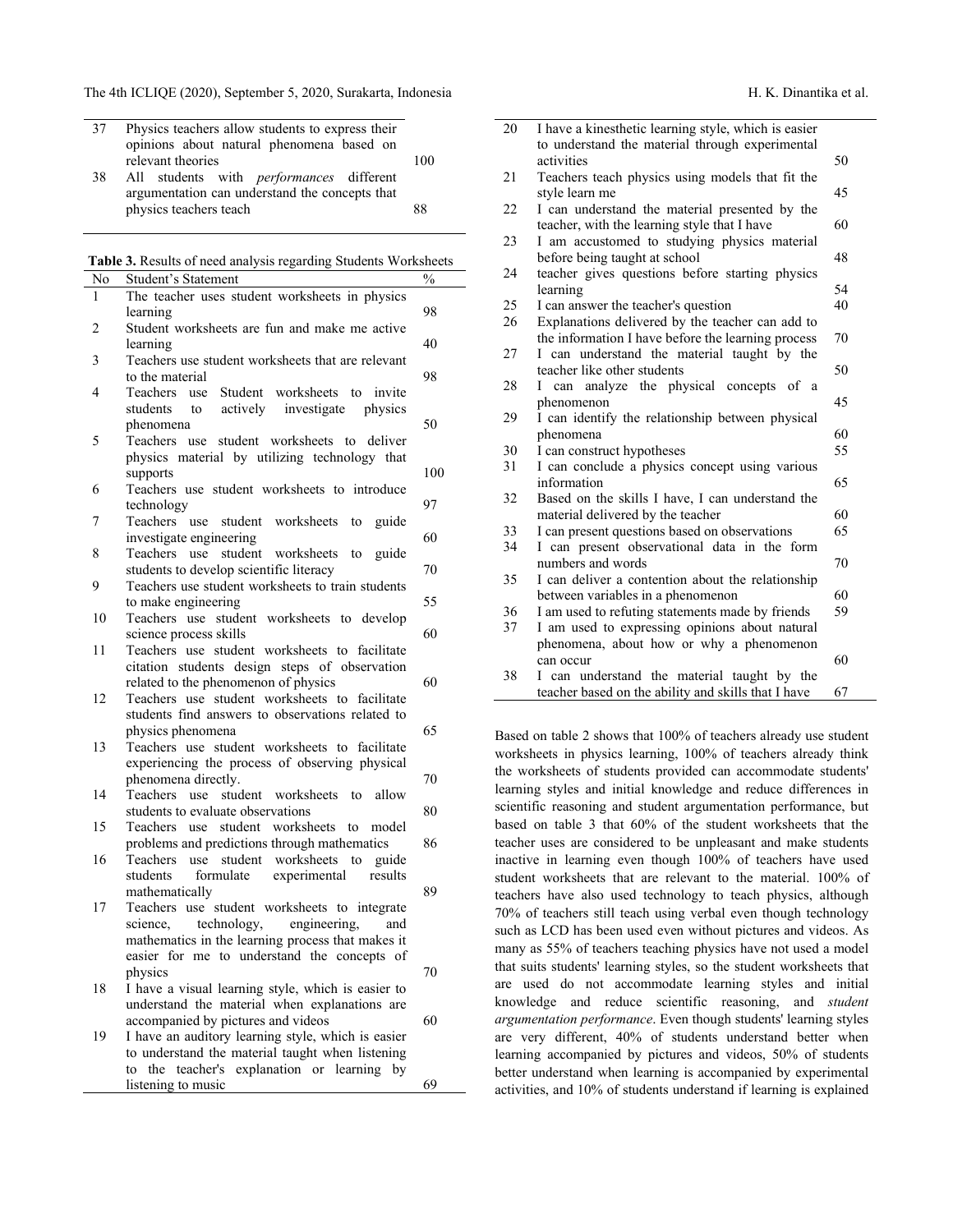| | | |
|---|---|---|
| 37 | Physics teachers allow students to express their opinions about natural phenomena based on relevant theories | 100 |
| 38 | All students with *performances* different argumentation can understand the concepts that physics teachers teach | 88 |

**Table 3.** Results of need analysis regarding Students Worksheets

| No | Student's Statement | % |
|---|---|---|
| 1 | The teacher uses student worksheets in physics learning | 98 |
| 2 | Student worksheets are fun and make me active learning | 40 |
| 3 | Teachers use student worksheets that are relevant to the material | 98 |
| 4 | Teachers use Student worksheets to invite students to actively investigate physics phenomena | 50 |
| 5 | Teachers use student worksheets to deliver physics material by utilizing technology that supports | 100 |
| 6 | Teachers use student worksheets to introduce technology | 97 |
| 7 | Teachers use student worksheets to guide investigate engineering | 60 |
| 8 | Teachers use student worksheets to guide students to develop scientific literacy | 70 |
| 9 | Teachers use student worksheets to train students to make engineering | 55 |
| 10 | Teachers use student worksheets to develop science process skills | 60 |
| 11 | Teachers use student worksheets to facilitate citation students design steps of observation related to the phenomenon of physics | 60 |
| 12 | Teachers use student worksheets to facilitate students find answers to observations related to physics phenomena | 65 |
| 13 | Teachers use student worksheets to facilitate experiencing the process of observing physical phenomena directly. | 70 |
| 14 | Teachers use student worksheets to allow students to evaluate observations | 80 |
| 15 | Teachers use student worksheets to model problems and predictions through mathematics | 86 |
| 16 | Teachers use student worksheets to guide students formulate experimental results mathematically | 89 |
| 17 | Teachers use student worksheets to integrate science, technology, engineering, and mathematics in the learning process that makes it easier for me to understand the concepts of physics | 70 |
| 18 | I have a visual learning style, which is easier to understand the material when explanations are accompanied by pictures and videos | 60 |
| 19 | I have an auditory learning style, which is easier to understand the material taught when listening to the teacher's explanation or learning by listening to music | 69 |
| 20 | I have a kinesthetic learning style, which is easier to understand the material through experimental activities | 50 |
| 21 | Teachers teach physics using models that fit the style learn me | 45 |
| 22 | I can understand the material presented by the teacher, with the learning style that I have | 60 |
| 23 | I am accustomed to studying physics material before being taught at school | 48 |
| 24 | teacher gives questions before starting physics learning | 54 |
| 25 | I can answer the teacher's question | 40 |
| 26 | Explanations delivered by the teacher can add to the information I have before the learning process | 70 |
| 27 | I can understand the material taught by the teacher like other students | 50 |
| 28 | I can analyze the physical concepts of a phenomenon | 45 |
| 29 | I can identify the relationship between physical phenomena | 60 |
| 30 | I can construct hypotheses | 55 |
| 31 | I can conclude a physics concept using various information | 65 |
| 32 | Based on the skills I have, I can understand the material delivered by the teacher | 60 |
| 33 | I can present questions based on observations | 65 |
| 34 | I can present observational data in the form numbers and words | 70 |
| 35 | I can deliver a contention about the relationship between variables in a phenomenon | 60 |
| 36 | I am used to refuting statements made by friends | 59 |
| 37 | I am used to expressing opinions about natural phenomena, about how or why a phenomenon can occur | 60 |
| 38 | I can understand the material taught by the teacher based on the ability and skills that I have | 67 |

Based on table 2 shows that 100% of teachers already use student worksheets in physics learning, 100% of teachers already think the worksheets of students provided can accommodate students' learning styles and initial knowledge and reduce differences in scientific reasoning and student argumentation performance, but based on table 3 that 60% of the student worksheets that the teacher uses are considered to be unpleasant and make students inactive in learning even though 100% of teachers have used student worksheets that are relevant to the material. 100% of teachers have also used technology to teach physics, although 70% of teachers still teach using verbal even though technology such as LCD has been used even without pictures and videos. As many as 55% of teachers teaching physics have not used a model that suits students' learning styles, so the student worksheets that are used do not accommodate learning styles and initial knowledge and reduce scientific reasoning, and *student argumentation performance*. Even though students' learning styles are very different, 40% of students understand better when learning accompanied by pictures and videos, 50% of students better understand when learning is accompanied by experimental activities, and 10% of students understand if learning is explained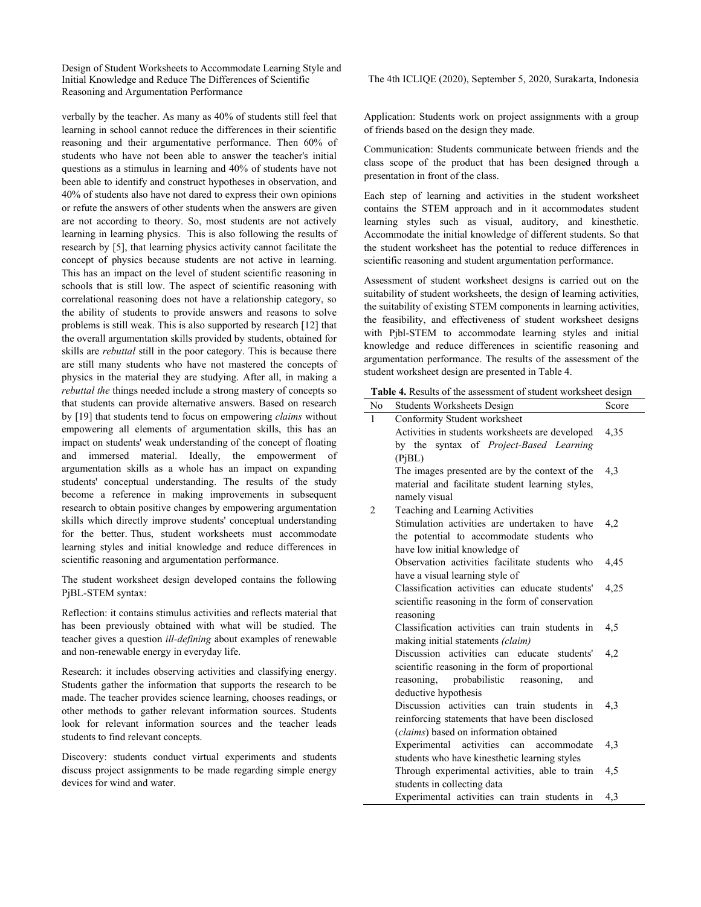verbally by the teacher. As many as 40% of students still feel that learning in school cannot reduce the differences in their scientific reasoning and their argumentative performance. Then 60% of students who have not been able to answer the teacher's initial questions as a stimulus in learning and 40% of students have not been able to identify and construct hypotheses in observation, and 40% of students also have not dared to express their own opinions or refute the answers of other students when the answers are given are not according to theory. So, most students are not actively learning in learning physics. This is also following the results of research by [5], that learning physics activity cannot facilitate the concept of physics because students are not active in learning. This has an impact on the level of student scientific reasoning in schools that is still low. The aspect of scientific reasoning with correlational reasoning does not have a relationship category, so the ability of students to provide answers and reasons to solve problems is still weak. This is also supported by research [12] that the overall argumentation skills provided by students, obtained for skills are *rebuttal* still in the poor category. This is because there are still many students who have not mastered the concepts of physics in the material they are studying. After all, in making a *rebuttal the* things needed include a strong mastery of concepts so that students can provide alternative answers. Based on research by [19] that students tend to focus on empowering *claims* without empowering all elements of argumentation skills, this has an impact on students' weak understanding of the concept of floating and immersed material. Ideally, the empowerment of argumentation skills as a whole has an impact on expanding students' conceptual understanding. The results of the study become a reference in making improvements in subsequent research to obtain positive changes by empowering argumentation skills which directly improve students' conceptual understanding for the better. Thus, student worksheets must accommodate learning styles and initial knowledge and reduce differences in scientific reasoning and argumentation performance.

The student worksheet design developed contains the following PjBL-STEM syntax:

Reflection: it contains stimulus activities and reflects material that has been previously obtained with what will be studied. The teacher gives a question *ill-defining* about examples of renewable and non-renewable energy in everyday life.

Research: it includes observing activities and classifying energy. Students gather the information that supports the research to be made. The teacher provides science learning, chooses readings, or other methods to gather relevant information sources. Students look for relevant information sources and the teacher leads students to find relevant concepts.

Discovery: students conduct virtual experiments and students discuss project assignments to be made regarding simple energy devices for wind and water.

Application: Students work on project assignments with a group of friends based on the design they made.

Communication: Students communicate between friends and the class scope of the product that has been designed through a presentation in front of the class.

Each step of learning and activities in the student worksheet contains the STEM approach and in it accommodates student learning styles such as visual, auditory, and kinesthetic. Accommodate the initial knowledge of different students. So that the student worksheet has the potential to reduce differences in scientific reasoning and student argumentation performance.

Assessment of student worksheet designs is carried out on the suitability of student worksheets, the design of learning activities, the suitability of existing STEM components in learning activities, the feasibility, and effectiveness of student worksheet designs with Pjbl-STEM to accommodate learning styles and initial knowledge and reduce differences in scientific reasoning and argumentation performance. The results of the assessment of the student worksheet design are presented in Table 4.

**Table 4.** Results of the assessment of student worksheet design

| No | Students Worksheets Design | Score |
|---|---|---|
| 1 | Conformity Student worksheet | |
| | Activities in students worksheets are developed by the syntax of *Project-Based Learning* (PjBL) | 4,35 |
| | The images presented are by the context of the material and facilitate student learning styles, namely visual | 4,3 |
| 2 | Teaching and Learning Activities | |
| | Stimulation activities are undertaken to have the potential to accommodate students who have low initial knowledge of | 4,2 |
| | Observation activities facilitate students who have a visual learning style of | 4,45 |
| | Classification activities can educate students' scientific reasoning in the form of conservation reasoning | 4,25 |
| | Classification activities can train students in making initial statements *(claim)* | 4,5 |
| | Discussion activities can educate students' scientific reasoning in the form of proportional reasoning, probabilistic reasoning, and deductive hypothesis | 4,2 |
| | Discussion activities can train students in reinforcing statements that have been disclosed (*claims*) based on information obtained | 4,3 |
| | Experimental activities can accommodate students who have kinesthetic learning styles | 4,3 |
| | Through experimental activities, able to train students in collecting data | 4,5 |
| | Experimental activities can train students in | 4,3 |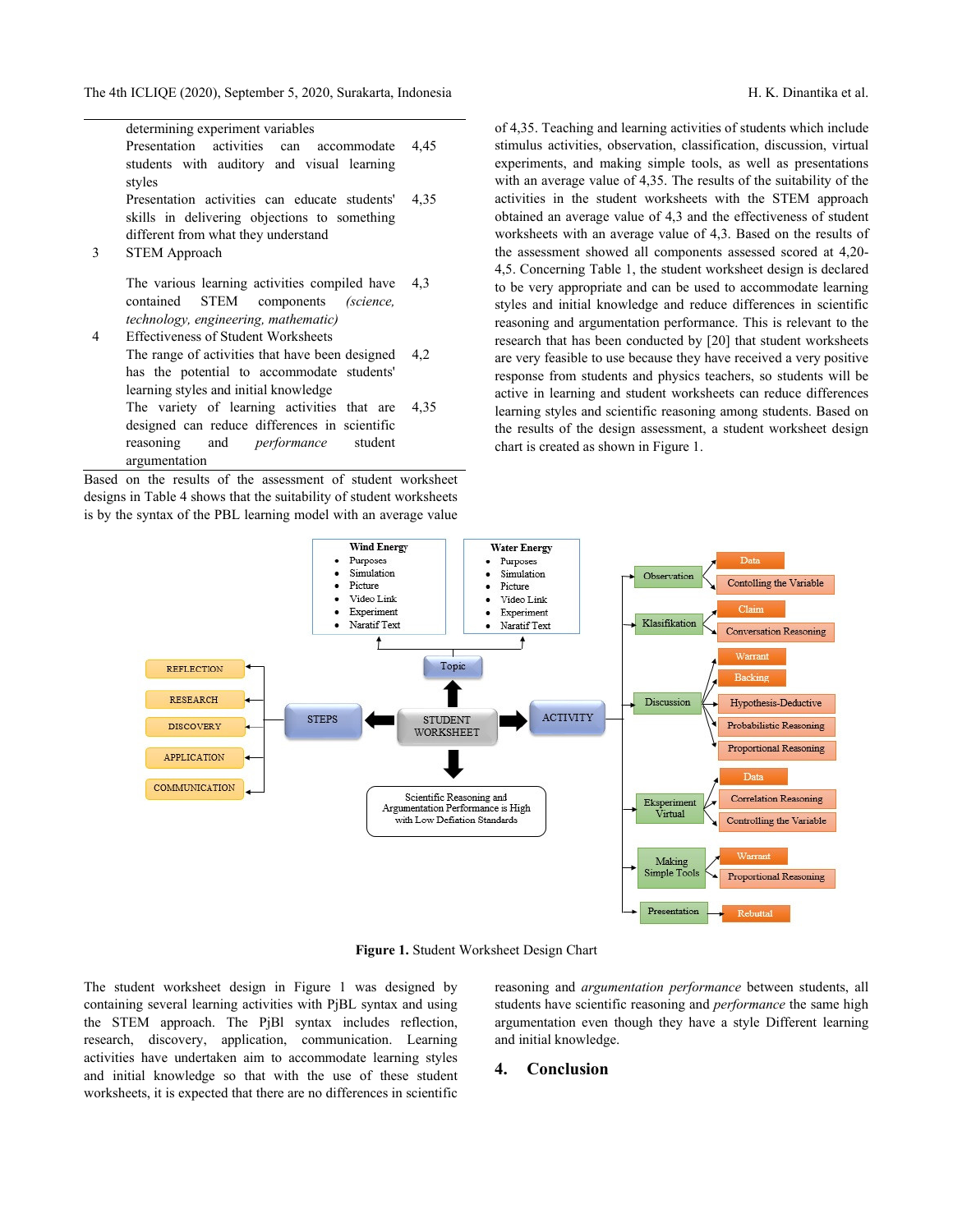| | | |
|---|---|---|
| | determining experiment variables | |
| | Presentation activities can accommodate students with auditory and visual learning styles | 4,45 |
| | Presentation activities can educate students' skills in delivering objections to something different from what they understand | 4,35 |
| 3 | STEM Approach | |
| | The various learning activities compiled have contained STEM components *(science, technology, engineering, mathematic)* | 4,3 |
| 4 | Effectiveness of Student Worksheets | |
| | The range of activities that have been designed has the potential to accommodate students' learning styles and initial knowledge | 4,2 |
| | The variety of learning activities that are designed can reduce differences in scientific reasoning and *performance* student argumentation | 4,35 |

Based on the results of the assessment of student worksheet designs in Table 4 shows that the suitability of student worksheets is by the syntax of the PBL learning model with an average value of 4,35. Teaching and learning activities of students which include stimulus activities, observation, classification, discussion, virtual experiments, and making simple tools, as well as presentations with an average value of 4,35. The results of the suitability of the activities in the student worksheets with the STEM approach obtained an average value of 4,3 and the effectiveness of student worksheets with an average value of 4,3. Based on the results of the assessment showed all components assessed scored at 4,20-4,5. Concerning Table 1, the student worksheet design is declared to be very appropriate and can be used to accommodate learning styles and initial knowledge and reduce differences in scientific reasoning and argumentation performance. This is relevant to the research that has been conducted by [20] that student worksheets are very feasible to use because they have received a very positive response from students and physics teachers, so students will be active in learning and student worksheets can reduce differences learning styles and scientific reasoning among students. Based on the results of the design assessment, a student worksheet design chart is created as shown in Figure 1.

Wind Energy
- Purposes
- Simulation
- Picture
- Video Link
- Experiment
- Naratif Text

Water Energy
- Purposes
- Simulation
- Picture
- Video Link
- Experiment
- Naratif Text

Topic

STUDENT WORKSHEET

STEPS: REFLECTION, RESEARCH, DISCOVERY, APPLICATION, COMMUNICATION

ACTIVITY

Observation: Data, Contolling the Variable

Klasifikation: Claim, Conversation Reasoning

Discussion: Warrant, Backing, Hypothesis-Deductive, Probabilistic Reasoning, Proportional Reasoning

Eksperiment Virtual: Data, Correlation Reasoning, Controlling the Variable

Making Simple Tools: Warrant, Proportional Reasoning

Presentation: Rebuttal

Scientific Reasoning and Argumentation Performance is High with Low Defiation Standards

**Figure 1.** Student Worksheet Design Chart

The student worksheet design in Figure 1 was designed by containing several learning activities with PjBL syntax and using the STEM approach. The PjBl syntax includes reflection, research, discovery, application, communication. Learning activities have undertaken aim to accommodate learning styles and initial knowledge so that with the use of these student worksheets, it is expected that there are no differences in scientific reasoning and *argumentation performance* between students, all students have scientific reasoning and *performance* the same high argumentation even though they have a style Different learning and initial knowledge.

## 4. Conclusion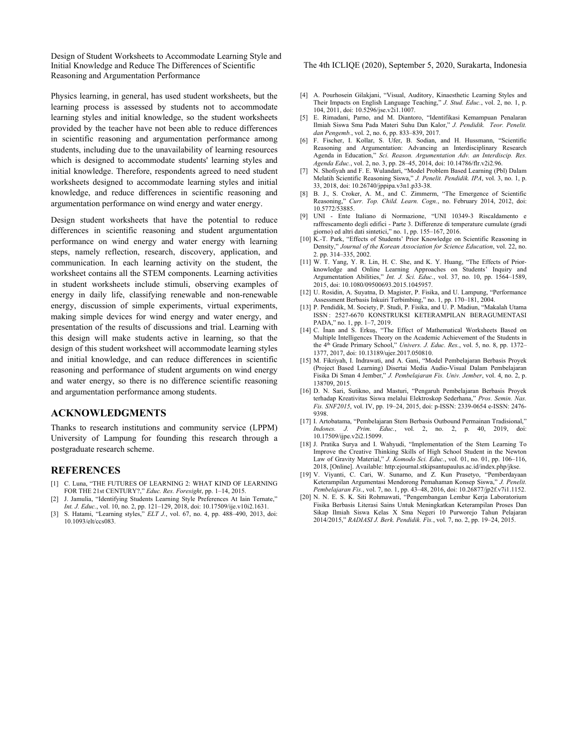Physics learning, in general, has used student worksheets, but the learning process is assessed by students not to accommodate learning styles and initial knowledge, so the student worksheets provided by the teacher have not been able to reduce differences in scientific reasoning and argumentation performance among students, including due to the unavailability of learning resources which is designed to accommodate students' learning styles and initial knowledge. Therefore, respondents agreed to need student worksheets designed to accommodate learning styles and initial knowledge, and reduce differences in scientific reasoning and argumentation performance on wind energy and water energy.

Design student worksheets that have the potential to reduce differences in scientific reasoning and student argumentation performance on wind energy and water energy with learning steps, namely reflection, research, discovery, application, and communication. In each learning activity on the student, the worksheet contains all the STEM components. Learning activities in student worksheets include stimuli, observing examples of energy in daily life, classifying renewable and non-renewable energy, discussion of simple experiments, virtual experiments, making simple devices for wind energy and water energy, and presentation of the results of discussions and trial. Learning with this design will make students active in learning, so that the design of this student worksheet will accommodate learning styles and initial knowledge, and can reduce differences in scientific reasoning and performance of student arguments on wind energy and water energy, so there is no difference scientific reasoning and argumentation performance among students.

## ACKNOWLEDGMENTS

Thanks to research institutions and community service (LPPM) University of Lampung for founding this research through a postgraduate research scheme.

## REFERENCES

[1] C. Luna, "THE FUTURES OF LEARNING 2: WHAT KIND OF LEARNING FOR THE 21st CENTURY?," *Educ. Res. Foresight*, pp. 1–14, 2015.

[2] J. Jamulia, "Identifying Students Learning Style Preferences At Iain Ternate," *Int. J. Educ.*, vol. 10, no. 2, pp. 121–129, 2018, doi: 10.17509/ije.v10i2.1631.

[3] S. Hatami, "Learning styles," *ELT J.*, vol. 67, no. 4, pp. 488–490, 2013, doi: 10.1093/elt/ccs083.

[4] A. Pourhosein Gilakjani, "Visual, Auditory, Kinaesthetic Learning Styles and Their Impacts on English Language Teaching," *J. Stud. Educ.*, vol. 2, no. 1, p. 104, 2011, doi: 10.5296/jse.v2i1.1007.

[5] E. Rimadani, Parno, and M. Diantoro, "Identifikasi Kemampuan Penalaran Ilmiah Siswa Sma Pada Materi Suhu Dan Kalor," *J. Pendidik. Teor. Penelit. dan Pengemb.*, vol. 2, no. 6, pp. 833–839, 2017.

[6] F. Fischer, I. Kollar, S. Ufer, B. Sodian, and H. Hussmann, "Scientific Reasoning and Argumentation: Advancing an Interdisciplinary Research Agenda in Education," *Sci. Reason. Argumentation Adv. an Interdiscip. Res. Agenda Educ.*, vol. 2, no. 3, pp. 28–45, 2014, doi: 10.14786/flr.v2i2.96.

[7] N. Shofiyah and F. E. Wulandari, "Model Problem Based Learning (Pbl) Dalam Melatih Scientific Reasoning Siswa," *J. Penelit. Pendidik. IPA*, vol. 3, no. 1, p. 33, 2018, doi: 10.26740/jppipa.v3n1.p33-38.

[8] B. J., S. Croker, A. M., and C. Zimmerm, "The Emergence of Scientific Reasoning," *Curr. Top. Child. Learn. Cogn.*, no. February 2014, 2012, doi: 10.5772/53885.

[9] UNI - Ente Italiano di Normazione, "UNI 10349-3 Riscaldamento e raffrescamento degli edifici - Parte 3. Differenze di temperature cumulate (gradi giorno) ed altri dati sintetici," no. 1, pp. 155–167, 2016.

[10] K.-T. Park, "Effects of Students' Prior Knowledge on Scientific Reasoning in Density," *Journal of the Korean Association for Science Education*, vol. 22, no. 2. pp. 314–335, 2002.

[11] W. T. Yang, Y. R. Lin, H. C. She, and K. Y. Huang, "The Effects of Prior-knowledge and Online Learning Approaches on Students' Inquiry and Argumentation Abilities," *Int. J. Sci. Educ.*, vol. 37, no. 10, pp. 1564–1589, 2015, doi: 10.1080/09500693.2015.1045957.

[12] U. Rosidin, A. Suyatna, D. Magister, P. Fisika, and U. Lampung, "Performance Assessment Berbasis Inkuiri Terbimbing," no. 1, pp. 170–181, 2004.

[13] P. Pendidik, M. Society, P. Studi, P. Fisika, and U. P. Madiun, "Makalah Utama ISSN : 2527-6670 KONSTRUKSI KETERAMPILAN BERAGUMENTASI PADA," no. 1, pp. 1–7, 2019.

[14] C. İnan and S. Erkuş, "The Effect of Mathematical Worksheets Based on Multiple Intelligences Theory on the Academic Achievement of the Students in the 4th Grade Primary School," *Univers. J. Educ. Res.*, vol. 5, no. 8, pp. 1372–1377, 2017, doi: 10.13189/ujer.2017.050810.

[15] M. Fikriyah, I. Indrawati, and A. Gani, "Model Pembelajaran Berbasis Proyek (Project Based Learning) Disertai Media Audio-Visual Dalam Pembelajaran Fisika Di Sman 4 Jember," *J. Pembelajaran Fis. Univ. Jember*, vol. 4, no. 2, p. 138709, 2015.

[16] D. N. Sari, Sutikno, and Masturi, "Pengaruh Pembelajaran Berbasis Proyek terhadap Kreativitas Siswa melalui Elektroskop Sederhana," *Pros. Semin. Nas. Fis. SNF2015*, vol. IV, pp. 19–24, 2015, doi: p-ISSN: 2339-0654 e-ISSN: 2476-9398.

[17] I. Artobatama, "Pembelajaran Stem Berbasis Outbound Permainan Tradisional," *Indones. J. Prim. Educ.*, vol. 2, no. 2, p. 40, 2019, doi: 10.17509/ijpe.v2i2.15099.

[18] J. Pratika Surya and I. Wahyudi, "Implementation of the Stem Learning To Improve the Creative Thinking Skills of High School Student in the Newton Law of Gravity Material," *J. Komodo Sci. Educ.*, vol. 01, no. 01, pp. 106–116, 2018, [Online]. Available: http:ejournal.stkipsantupaulus.ac.id/index.php/jkse.

[19] V. Viyanti, C. Cari, W. Sunarno, and Z. Kun Prasetyo, "Pemberdayaan Keterampilan Argumentasi Mendorong Pemahaman Konsep Siswa," *J. Penelit. Pembelajaran Fis.*, vol. 7, no. 1, pp. 43–48, 2016, doi: 10.26877/jp2f.v7i1.1152.

[20] N. N. E. S. K. Siti Rohmawati, "Pengembangan Lembar Kerja Laboratorium Fisika Berbasis Literasi Sains Untuk Meningkatkan Keterampilan Proses Dan Sikap Ilmiah Siswa Kelas X Sma Negeri 10 Purworejo Tahun Pelajaran 2014/2015," *RADIASI J. Berk. Pendidik. Fis.*, vol. 7, no. 2, pp. 19–24, 2015.